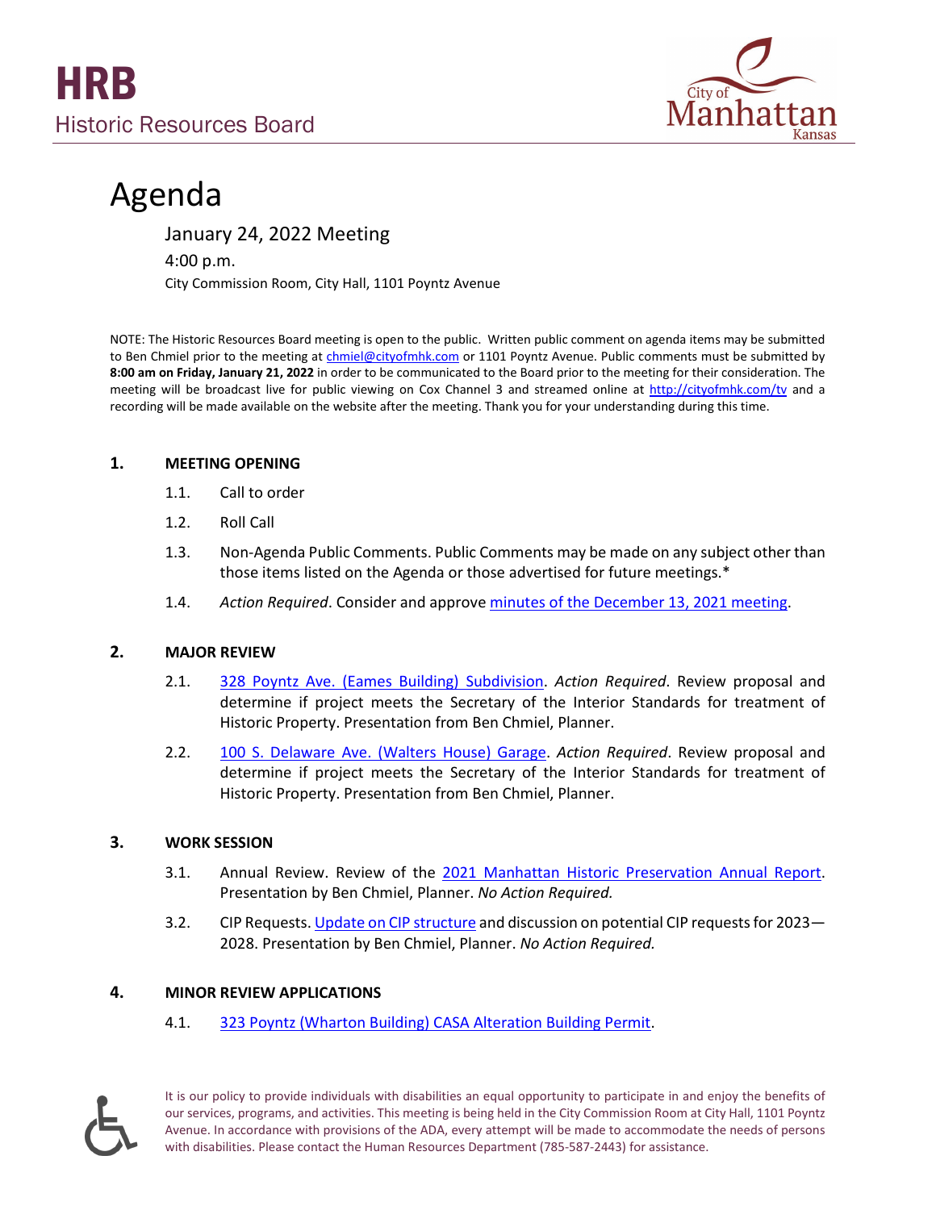# HRB

Historic Resources Board

City of Manhattan Kansas

# Agenda

January 24, 2022 Meeting

4:00 p.m.

City Commission Room, City Hall, 1101 Poyntz Avenue

NOTE: The Historic Resources Board meeting is open to the public. Written public comment on agenda items may be submitted to Ben Chmiel prior to the meeting at chmiel@cityofmhk.com or 1101 Poyntz Avenue. Public comments must be submitted by **8:00 am on Friday, January 21, 2022** in order to be communicated to the Board prior to the meeting for their consideration. The meeting will be broadcast live for public viewing on Cox Channel 3 and streamed online at http://cityofmhk.com/tv and a recording will be made available on the website after the meeting. Thank you for your understanding during this time.

## 1. MEETING OPENING

1.1. Call to order

1.2. Roll Call

1.3. Non-Agenda Public Comments. Public Comments may be made on any subject other than those items listed on the Agenda or those advertised for future meetings.*

1.4. *Action Required*. Consider and approve minutes of the December 13, 2021 meeting.

## 2. MAJOR REVIEW

2.1. 328 Poyntz Ave. (Eames Building) Subdivision. *Action Required*. Review proposal and determine if project meets the Secretary of the Interior Standards for treatment of Historic Property. Presentation from Ben Chmiel, Planner.

2.2. 100 S. Delaware Ave. (Walters House) Garage. *Action Required*. Review proposal and determine if project meets the Secretary of the Interior Standards for treatment of Historic Property. Presentation from Ben Chmiel, Planner.

## 3. WORK SESSION

3.1. Annual Review. Review of the 2021 Manhattan Historic Preservation Annual Report. Presentation by Ben Chmiel, Planner. *No Action Required.*

3.2. CIP Requests. Update on CIP structure and discussion on potential CIP requests for 2023—2028. Presentation by Ben Chmiel, Planner. *No Action Required.*

## 4. MINOR REVIEW APPLICATIONS

4.1. 323 Poyntz (Wharton Building) CASA Alteration Building Permit.

It is our policy to provide individuals with disabilities an equal opportunity to participate in and enjoy the benefits of our services, programs, and activities. This meeting is being held in the City Commission Room at City Hall, 1101 Poyntz Avenue. In accordance with provisions of the ADA, every attempt will be made to accommodate the needs of persons with disabilities. Please contact the Human Resources Department (785-587-2443) for assistance.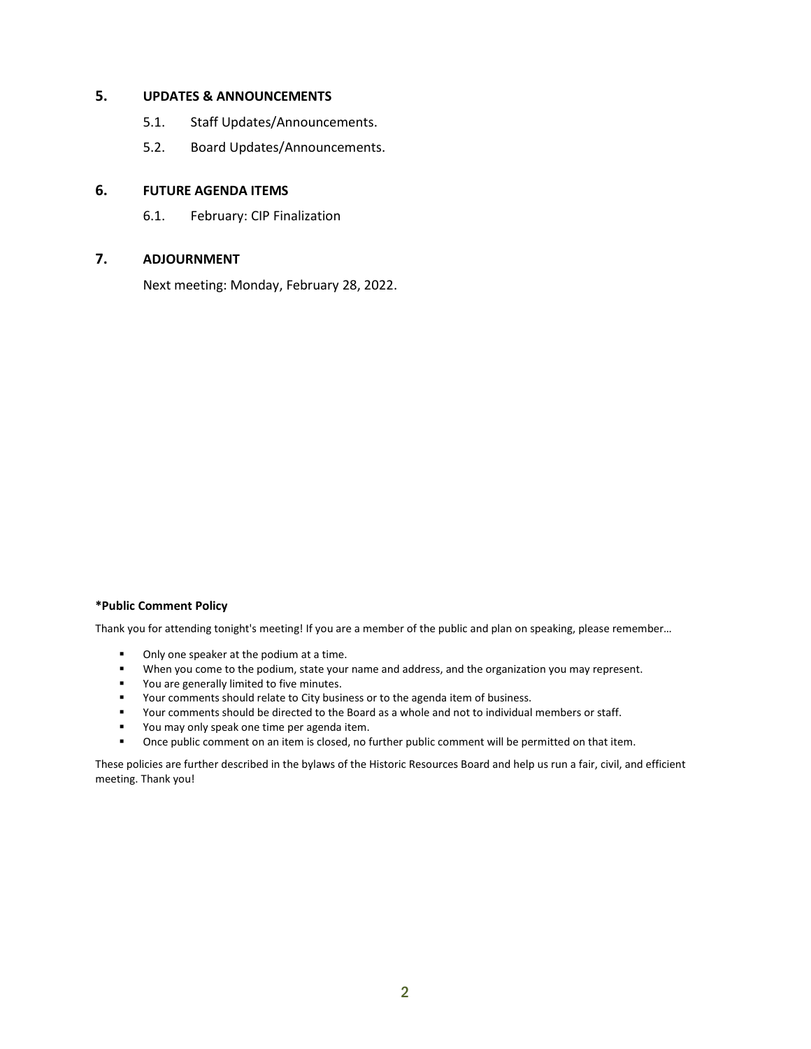## 5. UPDATES & ANNOUNCEMENTS

5.1. Staff Updates/Announcements.

5.2. Board Updates/Announcements.

## 6. FUTURE AGENDA ITEMS

6.1. February: CIP Finalization

## 7. ADJOURNMENT

Next meeting: Monday, February 28, 2022.

**\*Public Comment Policy**

Thank you for attending tonight's meeting! If you are a member of the public and plan on speaking, please remember…

- Only one speaker at the podium at a time.
- When you come to the podium, state your name and address, and the organization you may represent.
- You are generally limited to five minutes.
- Your comments should relate to City business or to the agenda item of business.
- Your comments should be directed to the Board as a whole and not to individual members or staff.
- You may only speak one time per agenda item.
- Once public comment on an item is closed, no further public comment will be permitted on that item.

These policies are further described in the bylaws of the Historic Resources Board and help us run a fair, civil, and efficient meeting. Thank you!